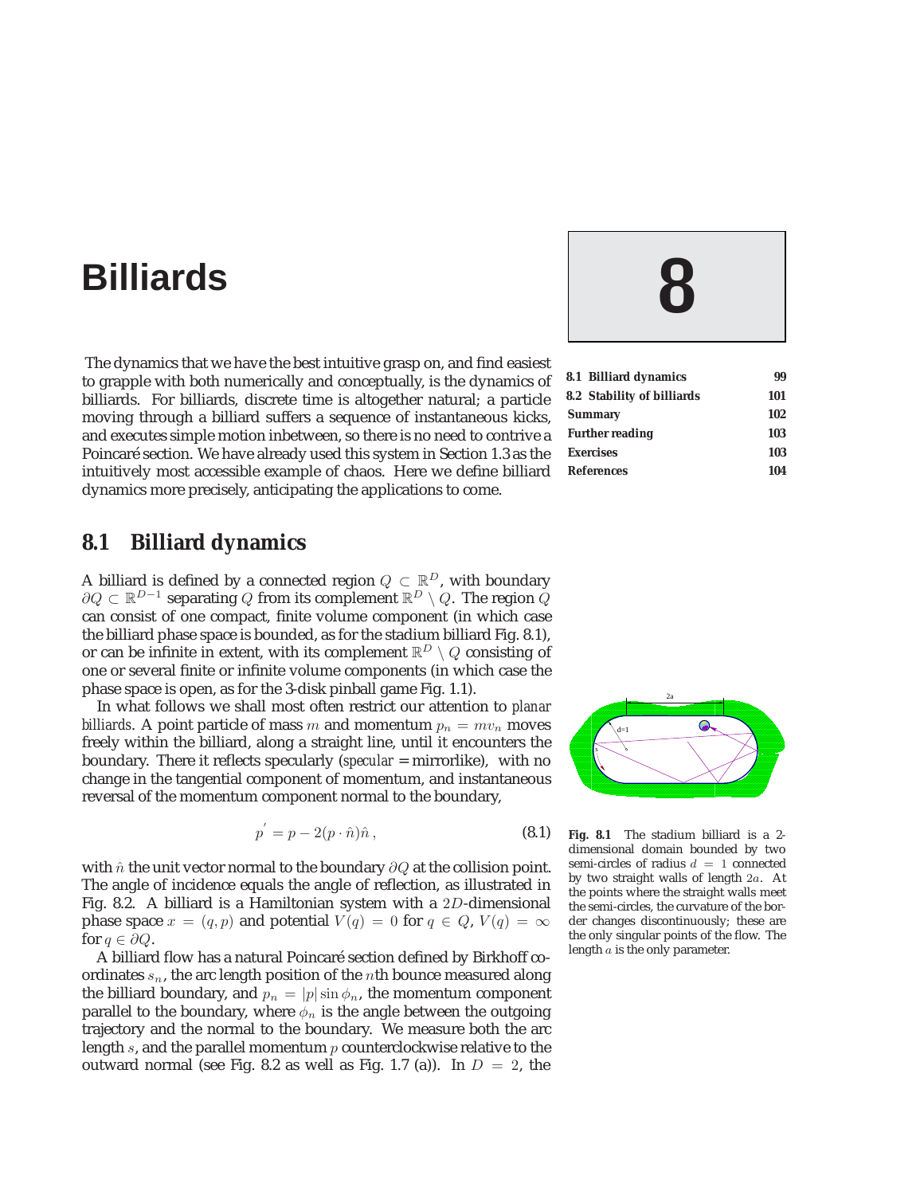# 8 Billiards

The dynamics that we have the best intuitive grasp on, and find easiest to grapple with both numerically and conceptually, is the dynamics of billiards. For billiards, discrete time is altogether natural; a particle moving through a billiard suffers a sequence of instantaneous kicks, and executes simple motion inbetween, so there is no need to contrive a Poincaré section. We have already used this system in Section 1.3 as the intuitively most accessible example of chaos. Here we define billiard dynamics more precisely, anticipating the applications to come.

| | |
|---|---|
| **8.1 Billiard dynamics** | **99** |
| **8.2 Stability of billiards** | **101** |
| **Summary** | **102** |
| **Further reading** | **103** |
| **Exercises** | **103** |
| **References** | **104** |

## 8.1 Billiard dynamics

A billiard is defined by a connected region $Q \subset \mathbb{R}^D$, with boundary $\partial Q \subset \mathbb{R}^{D-1}$ separating $Q$ from its complement $\mathbb{R}^D \setminus Q$. The region $Q$ can consist of one compact, finite volume component (in which case the billiard phase space is bounded, as for the stadium billiard Fig. 8.1), or can be infinite in extent, with its complement $\mathbb{R}^D \setminus Q$ consisting of one or several finite or infinite volume components (in which case the phase space is open, as for the 3-disk pinball game Fig. 1.1).

In what follows we shall most often restrict our attention to *planar billiards*. A point particle of mass $m$ and momentum $p_n = mv_n$ moves freely within the billiard, along a straight line, until it encounters the boundary. There it reflects specularly (*specular* = mirrorlike), with no change in the tangential component of momentum, and instantaneous reversal of the momentum component normal to the boundary,

$$p^{'} = p - 2(p \cdot \hat{n})\hat{n} \,, \tag{8.1}$$

with $\hat{n}$ the unit vector normal to the boundary $\partial Q$ at the collision point. The angle of incidence equals the angle of reflection, as illustrated in Fig. 8.2. A billiard is a Hamiltonian system with a $2D$-dimensional phase space $x = (q, p)$ and potential $V(q) = 0$ for $q \in Q$, $V(q) = \infty$ for $q \in \partial Q$.

A billiard flow has a natural Poincaré section defined by Birkhoff coordinates $s_n$, the arc length position of the $n$th bounce measured along the billiard boundary, and $p_n = |p| \sin \phi_n$, the momentum component parallel to the boundary, where $\phi_n$ is the angle between the outgoing trajectory and the normal to the boundary. We measure both the arc length $s$, and the parallel momentum $p$ counterclockwise relative to the outward normal (see Fig. 8.2 as well as Fig. 1.7 (a)). In $D = 2$, the

**Fig. 8.1** The stadium billiard is a 2-dimensional domain bounded by two semi-circles of radius $d = 1$ connected by two straight walls of length $2a$. At the points where the straight walls meet the semi-circles, the curvature of the border changes discontinuously; these are the only singular points of the flow. The length $a$ is the only parameter.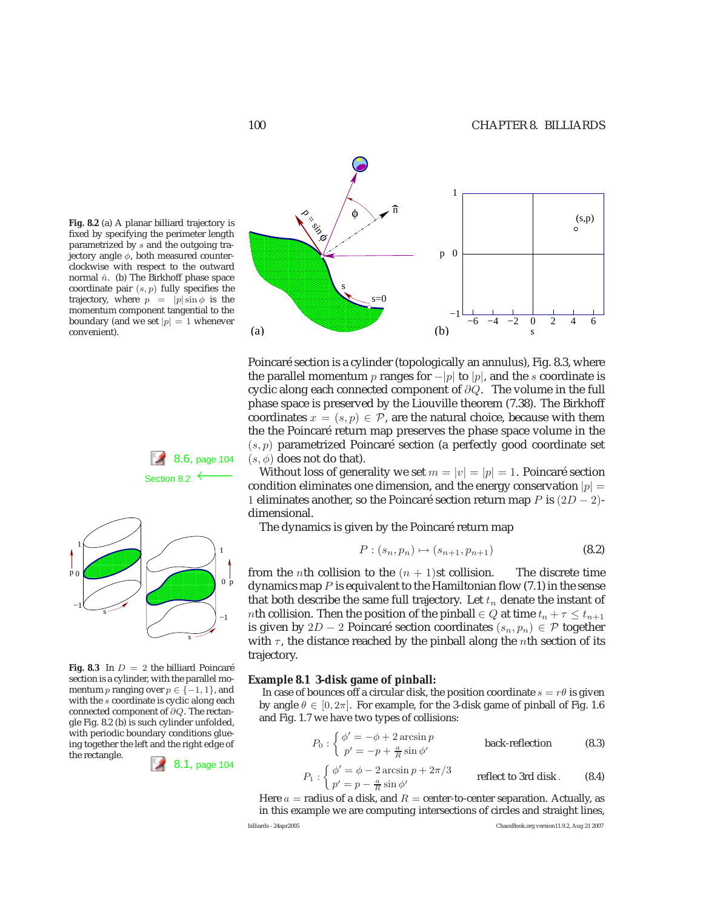**Fig. 8.2** (a) A planar billiard trajectory is fixed by specifying the perimeter length parametrized by $s$ and the outgoing trajectory angle $\phi$, both measured counterclockwise with respect to the outward normal $\hat{n}$. (b) The Birkhoff phase space coordinate pair $(s, p)$ fully specifies the trajectory, where $p = |p| \sin\phi$ is the momentum component tangential to the boundary (and we set $|p| = 1$ whenever convenient).

Poincaré section is a cylinder (topologically an annulus), Fig. 8.3, where the parallel momentum $p$ ranges for $-|p|$ to $|p|$, and the $s$ coordinate is cyclic along each connected component of $\partial Q$. The volume in the full phase space is preserved by the Liouville theorem (7.38). The Birkhoff coordinates $x = (s, p) \in \mathcal{P}$, are the natural choice, because with them the the Poincaré return map preserves the phase space volume in the $(s, p)$ parametrized Poincaré section (a perfectly good coordinate set $(s, \phi)$ does not do that).

8.6, page 104

Section 8.2

Without loss of generality we set $m = |v| = |p| = 1$. Poincaré section condition eliminates one dimension, and the energy conservation $|p| = 1$ eliminates another, so the Poincaré section return map $P$ is $(2D-2)$-dimensional.

The dynamics is given by the Poincaré return map

$$P : (s_n, p_n) \mapsto (s_{n+1}, p_{n+1}) \tag{8.2}$$

from the $n$th collision to the $(n+1)$st collision. The discrete time dynamics map $P$ is equivalent to the Hamiltonian flow (7.1) in the sense that both describe the same full trajectory. Let $t_n$ denate the instant of $n$th collision. Then the position of the pinball $\in Q$ at time $t_n + \tau \leq t_{n+1}$ is given by $2D-2$ Poincaré section coordinates $(s_n, p_n) \in \mathcal{P}$ together with $\tau$, the distance reached by the pinball along the $n$th section of its trajectory.

**Fig. 8.3** In $D = 2$ the billiard Poincaré section is a cylinder, with the parallel momentum $p$ ranging over $p \in \{-1, 1\}$, and with the $s$ coordinate is cyclic along each connected component of $\partial Q$. The rectangle Fig. 8.2 (b) is such cylinder unfolded, with periodic boundary conditions glueing together the left and the right edge of the rectangle.

8.1, page 104

**Example 8.1 3-disk game of pinball:**

In case of bounces off a circular disk, the position coordinate $s = r\theta$ is given by angle $\theta \in [0, 2\pi]$. For example, for the 3-disk game of pinball of Fig. 1.6 and Fig. 1.7 we have two types of collisions:

$$P_0 : \begin{cases} \phi' = -\phi + 2\arcsin p \\ p' = -p + \frac{a}{R}\sin\phi' \end{cases} \qquad \text{back-reflection} \tag{8.3}$$

$$P_1 : \begin{cases} \phi' = \phi - 2\arcsin p + 2\pi/3 \\ p' = p - \frac{a}{R}\sin\phi' \end{cases} \qquad \text{reflect to 3rd disk}\,. \tag{8.4}$$

Here $a$ = radius of a disk, and $R$ = center-to-center separation. Actually, as in this example we are computing intersections of circles and straight lines,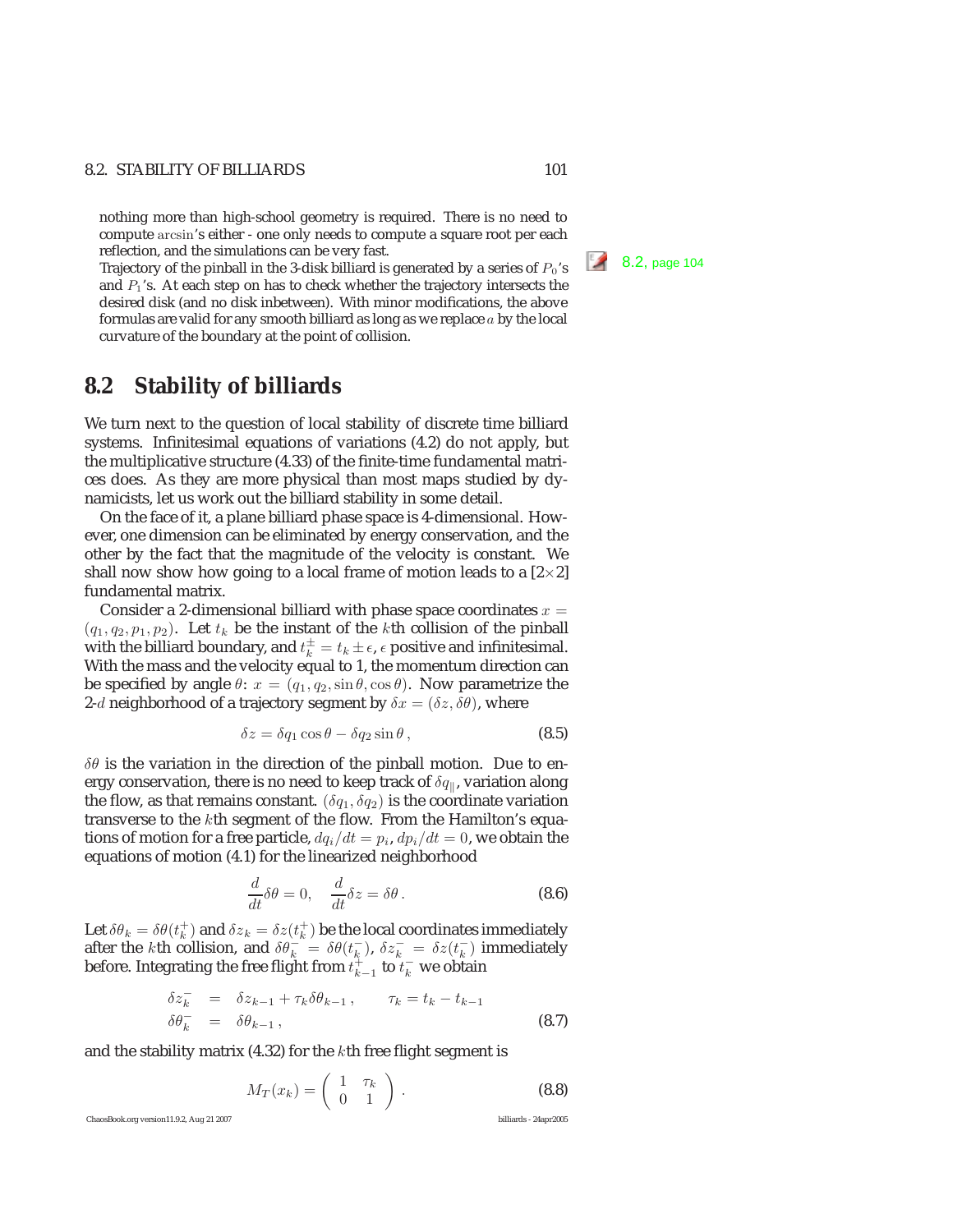nothing more than high-school geometry is required. There is no need to compute arcsin's either - one only needs to compute a square root per each reflection, and the simulations can be very fast.

8.2, page 104

Trajectory of the pinball in the 3-disk billiard is generated by a series of $P_0$'s and $P_1$'s. At each step on has to check whether the trajectory intersects the desired disk (and no disk inbetween). With minor modifications, the above formulas are valid for any smooth billiard as long as we replace $a$ by the local curvature of the boundary at the point of collision.

## 8.2 Stability of billiards

We turn next to the question of local stability of discrete time billiard systems. Infinitesimal equations of variations (4.2) do not apply, but the multiplicative structure (4.33) of the finite-time fundamental matrices does. As they are more physical than most maps studied by dynamicists, let us work out the billiard stability in some detail.

On the face of it, a plane billiard phase space is 4-dimensional. However, one dimension can be eliminated by energy conservation, and the other by the fact that the magnitude of the velocity is constant. We shall now show how going to a local frame of motion leads to a [2×2] fundamental matrix.

Consider a 2-dimensional billiard with phase space coordinates $x = (q_1, q_2, p_1, p_2)$. Let $t_k$ be the instant of the $k$th collision of the pinball with the billiard boundary, and $t_k^{\pm} = t_k \pm \epsilon$, $\epsilon$ positive and infinitesimal. With the mass and the velocity equal to 1, the momentum direction can be specified by angle $\theta$: $x = (q_1, q_2, \sin\theta, \cos\theta)$. Now parametrize the 2-$d$ neighborhood of a trajectory segment by $\delta x = (\delta z, \delta\theta)$, where

$$\delta z = \delta q_1 \cos\theta - \delta q_2 \sin\theta \,, \tag{8.5}$$

$\delta\theta$ is the variation in the direction of the pinball motion. Due to energy conservation, there is no need to keep track of $\delta q_\parallel$, variation along the flow, as that remains constant. $(\delta q_1, \delta q_2)$ is the coordinate variation transverse to the $k$th segment of the flow. From the Hamilton's equations of motion for a free particle, $dq_i/dt = p_i$, $dp_i/dt = 0$, we obtain the equations of motion (4.1) for the linearized neighborhood

$$\frac{d}{dt}\delta\theta = 0, \quad \frac{d}{dt}\delta z = \delta\theta \,. \tag{8.6}$$

Let $\delta\theta_k = \delta\theta(t_k^+)$ and $\delta z_k = \delta z(t_k^+)$ be the local coordinates immediately after the $k$th collision, and $\delta\theta_k^- = \delta\theta(t_k^-)$, $\delta z_k^- = \delta z(t_k^-)$ immediately before. Integrating the free flight from $t_{k-1}^+$ to $t_k^-$ we obtain

$$\begin{aligned} \delta z_k^- &= \delta z_{k-1} + \tau_k \delta\theta_{k-1} \,, \qquad \tau_k = t_k - t_{k-1} \\ \delta\theta_k^- &= \delta\theta_{k-1} \,, \end{aligned} \tag{8.7}$$

and the stability matrix (4.32) for the $k$th free flight segment is

$$M_T(x_k) = \begin{pmatrix} 1 & \tau_k \\ 0 & 1 \end{pmatrix} . \tag{8.8}$$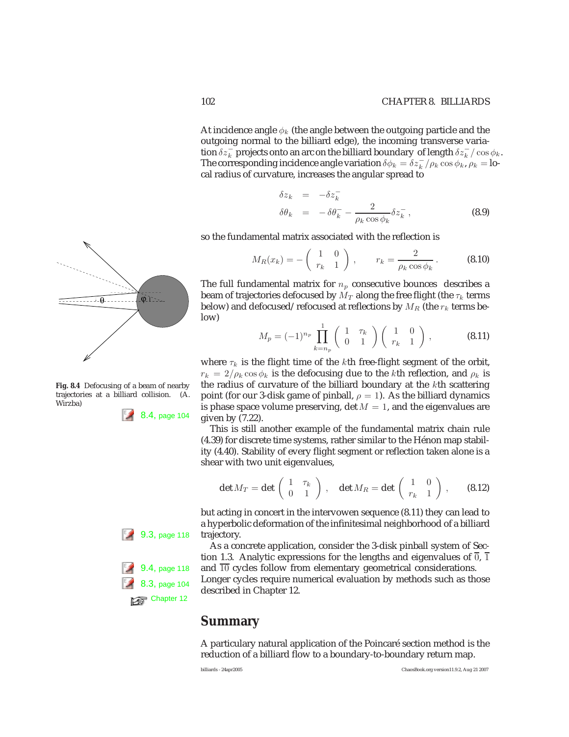At incidence angle $\phi_k$ (the angle between the outgoing particle and the outgoing normal to the billiard edge), the incoming transverse variation $\delta z_k^-$ projects onto an arc on the billiard boundary of length $\delta z_k^- / \cos\phi_k$. The corresponding incidence angle variation $\delta\phi_k = \delta z_k^- / \rho_k \cos\phi_k$, $\rho_k$ = local radius of curvature, increases the angular spread to

$$
\begin{aligned}
\delta z_k &= -\delta z_k^- \\
\delta \theta_k &= -\delta \theta_k^- - \frac{2}{\rho_k \cos\phi_k} \delta z_k^- \,,
\end{aligned}
\tag{8.9}
$$

so the fundamental matrix associated with the reflection is

$$
M_R(x_k) = - \begin{pmatrix} 1 & 0 \\ r_k & 1 \end{pmatrix} , \qquad r_k = \frac{2}{\rho_k \cos\phi_k} \,. \tag{8.10}
$$

Fig. 8.4 Defocusing of a beam of nearby trajectories at a billiard collision. (A. Wirzba)

8.4, page 104

The full fundamental matrix for $n_p$ consecutive bounces describes a beam of trajectories defocused by $M_T$ along the free flight (the $\tau_k$ terms below) and defocused/refocused at reflections by $M_R$ (the $r_k$ terms below)

$$
M_p = (-1)^{n_p} \prod_{k=n_p}^{1} \begin{pmatrix} 1 & \tau_k \\ 0 & 1 \end{pmatrix} \begin{pmatrix} 1 & 0 \\ r_k & 1 \end{pmatrix} , \tag{8.11}
$$

where $\tau_k$ is the flight time of the $k$th free-flight segment of the orbit, $r_k = 2/\rho_k \cos\phi_k$ is the defocusing due to the $k$th reflection, and $\rho_k$ is the radius of curvature of the billiard boundary at the $k$th scattering point (for our 3-disk game of pinball, $\rho = 1$). As the billiard dynamics is phase space volume preserving, $\det M = 1$, and the eigenvalues are given by (7.22).

This is still another example of the fundamental matrix chain rule (4.39) for discrete time systems, rather similar to the Hénon map stability (4.40). Stability of every flight segment or reflection taken alone is a shear with two unit eigenvalues,

$$
\det M_T = \det \begin{pmatrix} 1 & \tau_k \\ 0 & 1 \end{pmatrix} , \quad \det M_R = \det \begin{pmatrix} 1 & 0 \\ r_k & 1 \end{pmatrix} , \tag{8.12}
$$

but acting in concert in the intervowen sequence (8.11) they can lead to a hyperbolic deformation of the infinitesimal neighborhood of a billiard trajectory.

9.3, page 118

As a concrete application, consider the 3-disk pinball system of Section 1.3. Analytic expressions for the lengths and eigenvalues of $\overline{0}$, $\overline{1}$ and $\overline{10}$ cycles follow from elementary geometrical considerations. Longer cycles require numerical evaluation by methods such as those described in Chapter 12.

9.4, page 118

8.3, page 104

Chapter 12

## Summary

A particulary natural application of the Poincaré section method is the reduction of a billiard flow to a boundary-to-boundary return map.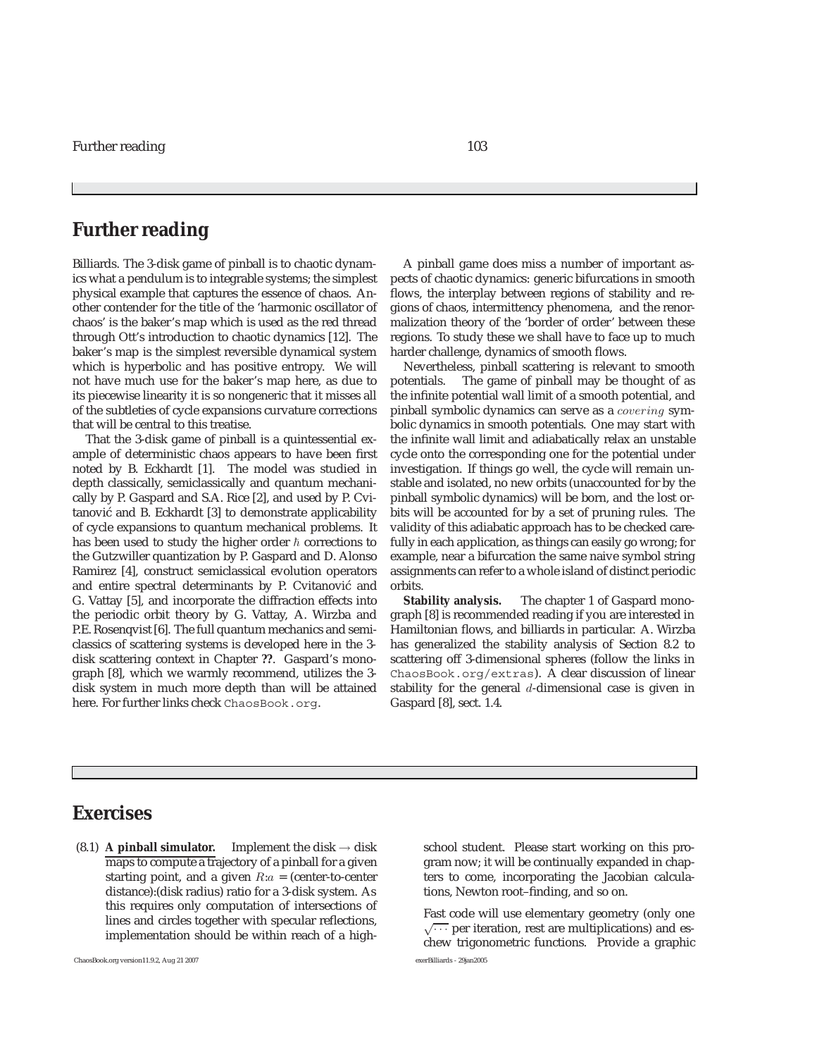## Further reading

Billiards. The 3-disk game of pinball is to chaotic dynamics what a pendulum is to integrable systems; the simplest physical example that captures the essence of chaos. Another contender for the title of the 'harmonic oscillator of chaos' is the baker's map which is used as the red thread through Ott's introduction to chaotic dynamics [12]. The baker's map is the simplest reversible dynamical system which is hyperbolic and has positive entropy. We will not have much use for the baker's map here, as due to its piecewise linearity it is so nongeneric that it misses all of the subtleties of cycle expansions curvature corrections that will be central to this treatise.

That the 3-disk game of pinball is a quintessential example of deterministic chaos appears to have been first noted by B. Eckhardt [1]. The model was studied in depth classically, semiclassically and quantum mechanically by P. Gaspard and S.A. Rice [2], and used by P. Cvitanović and B. Eckhardt [3] to demonstrate applicability of cycle expansions to quantum mechanical problems. It has been used to study the higher order $\hbar$ corrections to the Gutzwiller quantization by P. Gaspard and D. Alonso Ramirez [4], construct semiclassical evolution operators and entire spectral determinants by P. Cvitanović and G. Vattay [5], and incorporate the diffraction effects into the periodic orbit theory by G. Vattay, A. Wirzba and P.E. Rosenqvist [6]. The full quantum mechanics and semiclassics of scattering systems is developed here in the 3-disk scattering context in Chapter **??**. Gaspard's monograph [8], which we warmly recommend, utilizes the 3-disk system in much more depth than will be attained here. For further links check `ChaosBook.org`.

A pinball game does miss a number of important aspects of chaotic dynamics: generic bifurcations in smooth flows, the interplay between regions of stability and regions of chaos, intermittency phenomena, and the renormalization theory of the 'border of order' between these regions. To study these we shall have to face up to much harder challenge, dynamics of smooth flows.

Nevertheless, pinball scattering is relevant to smooth potentials. The game of pinball may be thought of as the infinite potential wall limit of a smooth potential, and pinball symbolic dynamics can serve as a *covering* symbolic dynamics in smooth potentials. One may start with the infinite wall limit and adiabatically relax an unstable cycle onto the corresponding one for the potential under investigation. If things go well, the cycle will remain unstable and isolated, no new orbits (unaccounted for by the pinball symbolic dynamics) will be born, and the lost orbits will be accounted for by a set of pruning rules. The validity of this adiabatic approach has to be checked carefully in each application, as things can easily go wrong; for example, near a bifurcation the same naive symbol string assignments can refer to a whole island of distinct periodic orbits.

**Stability analysis.** The chapter 1 of Gaspard monograph [8] is recommended reading if you are interested in Hamiltonian flows, and billiards in particular. A. Wirzba has generalized the stability analysis of Section 8.2 to scattering off 3-dimensional spheres (follow the links in `ChaosBook.org/extras`). A clear discussion of linear stability for the general $d$-dimensional case is given in Gaspard [8], sect. 1.4.

## Exercises

(8.1) **A pinball simulator.** Implement the disk → disk maps to compute a trajectory of a pinball for a given starting point, and a given $R{:}a$ = (center-to-center distance):(disk radius) ratio for a 3-disk system. As this requires only computation of intersections of lines and circles together with specular reflections, implementation should be within reach of a high-school student. Please start working on this program now; it will be continually expanded in chapters to come, incorporating the Jacobian calculations, Newton root–finding, and so on.

Fast code will use elementary geometry (only one $\sqrt{\cdots}$ per iteration, rest are multiplications) and eschew trigonometric functions. Provide a graphic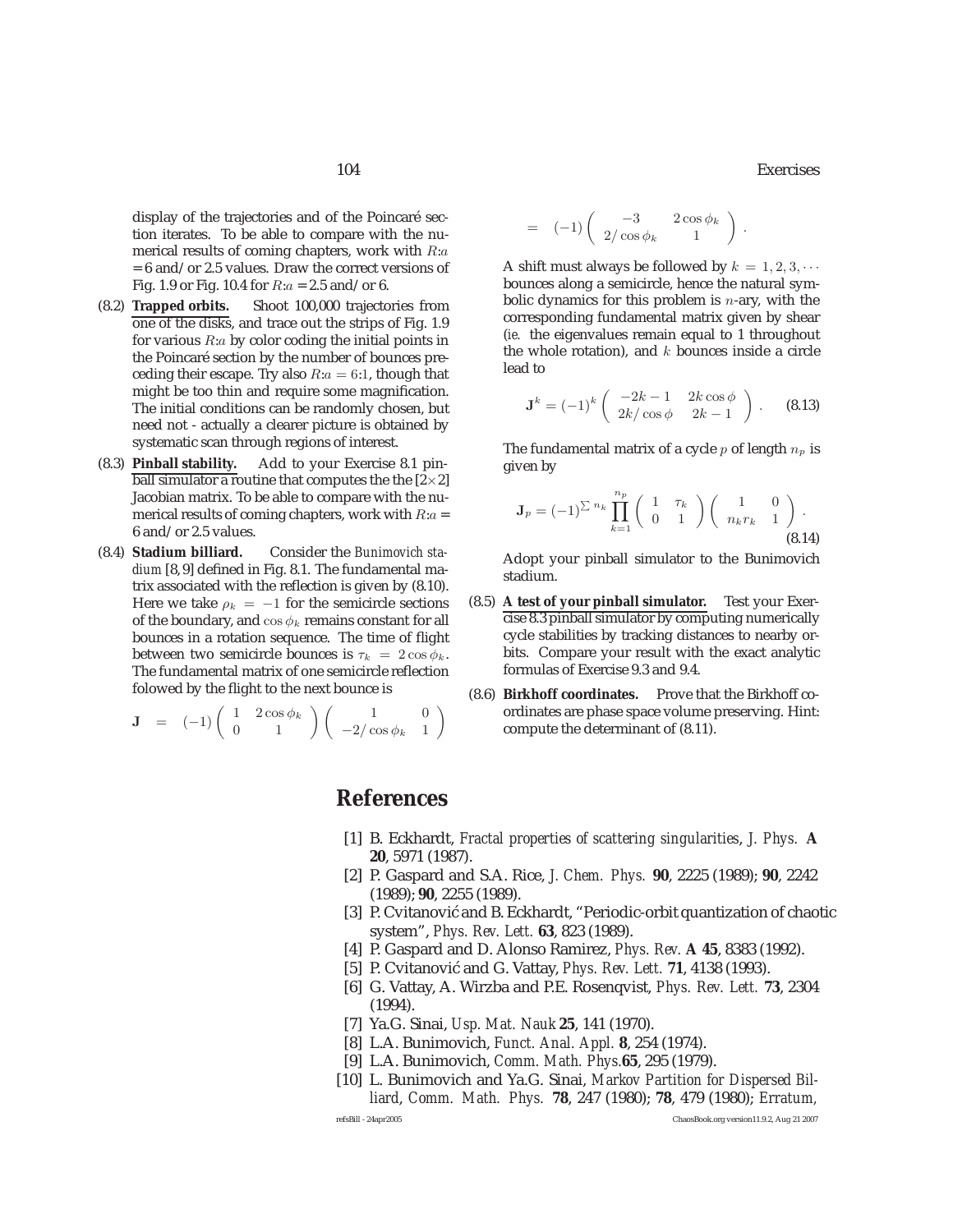display of the trajectories and of the Poincaré section iterates. To be able to compare with the numerical results of coming chapters, work with $R{:}a = 6$ and/or 2.5 values. Draw the correct versions of Fig. 1.9 or Fig. 10.4 for $R{:}a = 2.5$ and/or 6.

(8.2) **Trapped orbits.** Shoot 100,000 trajectories from one of the disks, and trace out the strips of Fig. 1.9 for various $R{:}a$ by color coding the initial points in the Poincaré section by the number of bounces preceding their escape. Try also $R{:}a = 6{:}1$, though that might be too thin and require some magnification. The initial conditions can be randomly chosen, but need not - actually a clearer picture is obtained by systematic scan through regions of interest.

(8.3) **Pinball stability.** Add to your Exercise 8.1 pinball simulator a routine that computes the the $[2\times 2]$ Jacobian matrix. To be able to compare with the numerical results of coming chapters, work with $R{:}a = 6$ and/or 2.5 values.

(8.4) **Stadium billiard.** Consider the *Bunimovich stadium* [8, 9] defined in Fig. 8.1. The fundamental matrix associated with the reflection is given by (8.10). Here we take $\rho_k = -1$ for the semicircle sections of the boundary, and $\cos\phi_k$ remains constant for all bounces in a rotation sequence. The time of flight between two semicircle bounces is $\tau_k = 2\cos\phi_k$. The fundamental matrix of one semicircle reflection folowed by the flight to the next bounce is

$$
\mathbf{J} = (-1)\begin{pmatrix} 1 & 2\cos\phi_k \\ 0 & 1 \end{pmatrix}\begin{pmatrix} 1 & 0 \\ -2/\cos\phi_k & 1 \end{pmatrix}
$$

$$
= (-1)\begin{pmatrix} -3 & 2\cos\phi_k \\ 2/\cos\phi_k & 1 \end{pmatrix}.
$$

A shift must always be followed by $k = 1, 2, 3, \cdots$ bounces along a semicircle, hence the natural symbolic dynamics for this problem is $n$-ary, with the corresponding fundamental matrix given by shear (*ie.* the eigenvalues remain equal to 1 throughout the whole rotation), and $k$ bounces inside a circle lead to

$$
\mathbf{J}^k = (-1)^k \begin{pmatrix} -2k-1 & 2k\cos\phi \\ 2k/\cos\phi & 2k-1 \end{pmatrix}. \qquad (8.13)
$$

The fundamental matrix of a cycle $p$ of length $n_p$ is given by

$$
\mathbf{J}_p = (-1)^{\sum n_k} \prod_{k=1}^{n_p} \begin{pmatrix} 1 & \tau_k \\ 0 & 1 \end{pmatrix}\begin{pmatrix} 1 & 0 \\ n_k r_k & 1 \end{pmatrix}. \qquad (8.14)
$$

Adopt your pinball simulator to the Bunimovich stadium.

(8.5) **A test of your pinball simulator.** Test your Exercise 8.3 pinball simulator by computing numerically cycle stabilities by tracking distances to nearby orbits. Compare your result with the exact analytic formulas of Exercise 9.3 and 9.4.

(8.6) **Birkhoff coordinates.** Prove that the Birkhoff coordinates are phase space volume preserving. Hint: compute the determinant of (8.11).

# References

[1] B. Eckhardt, *Fractal properties of scattering singularities*, *J. Phys.* **A 20**, 5971 (1987).

[2] P. Gaspard and S.A. Rice, *J. Chem. Phys.* **90**, 2225 (1989); **90**, 2242 (1989); **90**, 2255 (1989).

[3] P. Cvitanović and B. Eckhardt, "Periodic-orbit quantization of chaotic system", *Phys. Rev. Lett.* **63**, 823 (1989).

[4] P. Gaspard and D. Alonso Ramirez, *Phys. Rev.* **A 45**, 8383 (1992).

[5] P. Cvitanović and G. Vattay, *Phys. Rev. Lett.* **71**, 4138 (1993).

[6] G. Vattay, A. Wirzba and P.E. Rosenqvist, *Phys. Rev. Lett.* **73**, 2304 (1994).

[7] Ya.G. Sinai, *Usp. Mat. Nauk* **25**, 141 (1970).

[8] L.A. Bunimovich, *Funct. Anal. Appl.* **8**, 254 (1974).

[9] L.A. Bunimovich, *Comm. Math. Phys.* **65**, 295 (1979).

[10] L. Bunimovich and Ya.G. Sinai, *Markov Partition for Dispersed Billiard*, *Comm. Math. Phys.* **78**, 247 (1980); **78**, 479 (1980); *Erratum*,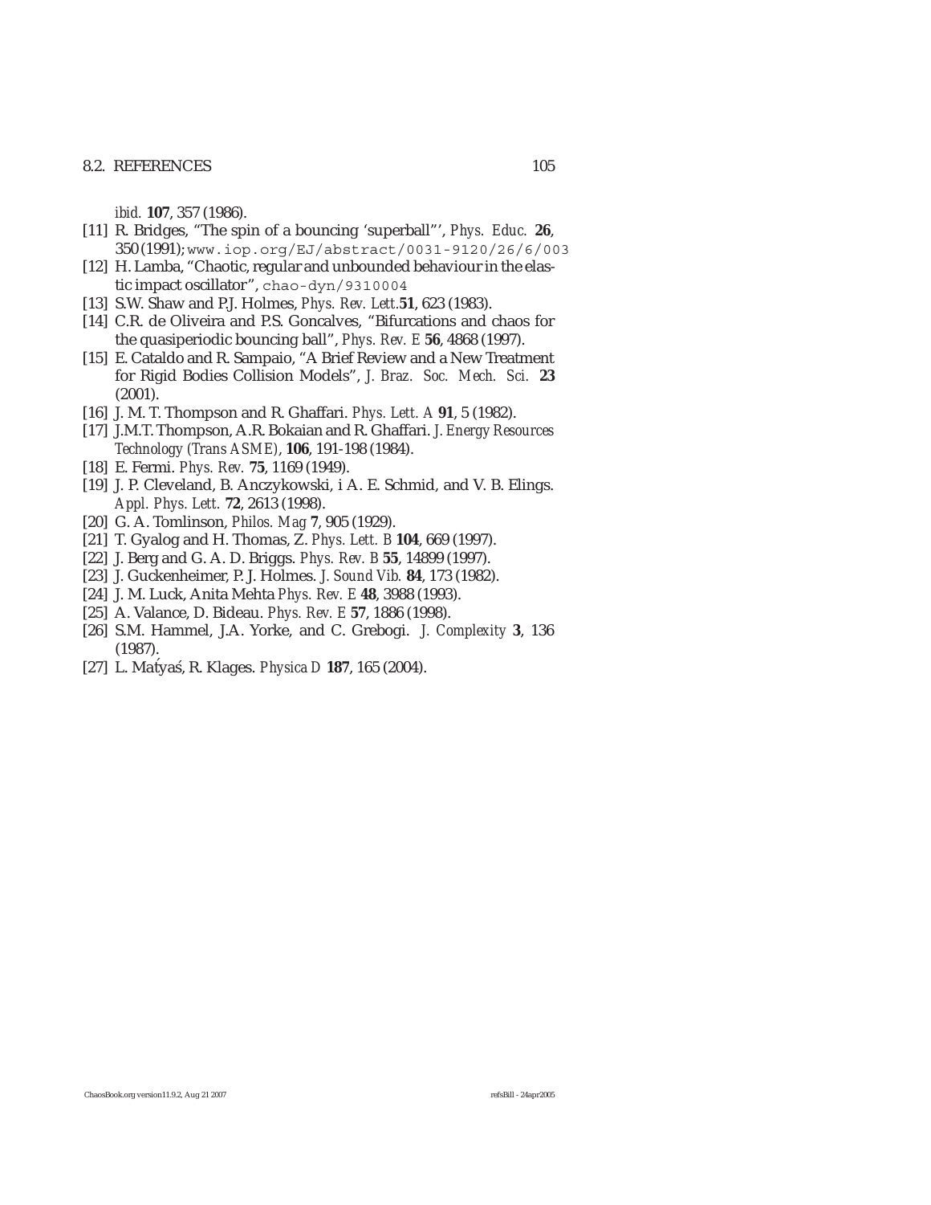*ibid.* **107**, 357 (1986).

[11] R. Bridges, "The spin of a bouncing 'superball"', *Phys. Educ.* **26**, 350 (1991); www.iop.org/EJ/abstract/0031-9120/26/6/003

[12] H. Lamba, "Chaotic, regular and unbounded behaviour in the elastic impact oscillator", chao-dyn/9310004

[13] S.W. Shaw and P.J. Holmes, *Phys. Rev. Lett.* **51**, 623 (1983).

[14] C.R. de Oliveira and P.S. Goncalves, "Bifurcations and chaos for the quasiperiodic bouncing ball", *Phys. Rev. E* **56**, 4868 (1997).

[15] E. Cataldo and R. Sampaio, "A Brief Review and a New Treatment for Rigid Bodies Collision Models", *J. Braz. Soc. Mech. Sci.* **23** (2001).

[16] J. M. T. Thompson and R. Ghaffari. *Phys. Lett. A* **91**, 5 (1982).

[17] J.M.T. Thompson, A.R. Bokaian and R. Ghaffari. *J. Energy Resources Technology (Trans ASME)*, **106**, 191-198 (1984).

[18] E. Fermi. *Phys. Rev.* **75**, 1169 (1949).

[19] J. P. Cleveland, B. Anczykowski, i A. E. Schmid, and V. B. Elings. *Appl. Phys. Lett.* **72**, 2613 (1998).

[20] G. A. Tomlinson, *Philos. Mag* **7**, 905 (1929).

[21] T. Gyalog and H. Thomas, Z. *Phys. Lett. B* **104**, 669 (1997).

[22] J. Berg and G. A. D. Briggs. *Phys. Rev. B* **55**, 14899 (1997).

[23] J. Guckenheimer, P. J. Holmes. *J. Sound Vib.* **84**, 173 (1982).

[24] J. M. Luck, Anita Mehta *Phys. Rev. E* **48**, 3988 (1993).

[25] A. Valance, D. Bideau. *Phys. Rev. E* **57**, 1886 (1998).

[26] S.M. Hammel, J.A. Yorke, and C. Grebogi. *J. Complexity* **3**, 136 (1987).

[27] L. Matyaś, R. Klages. *Physica D* **187**, 165 (2004).